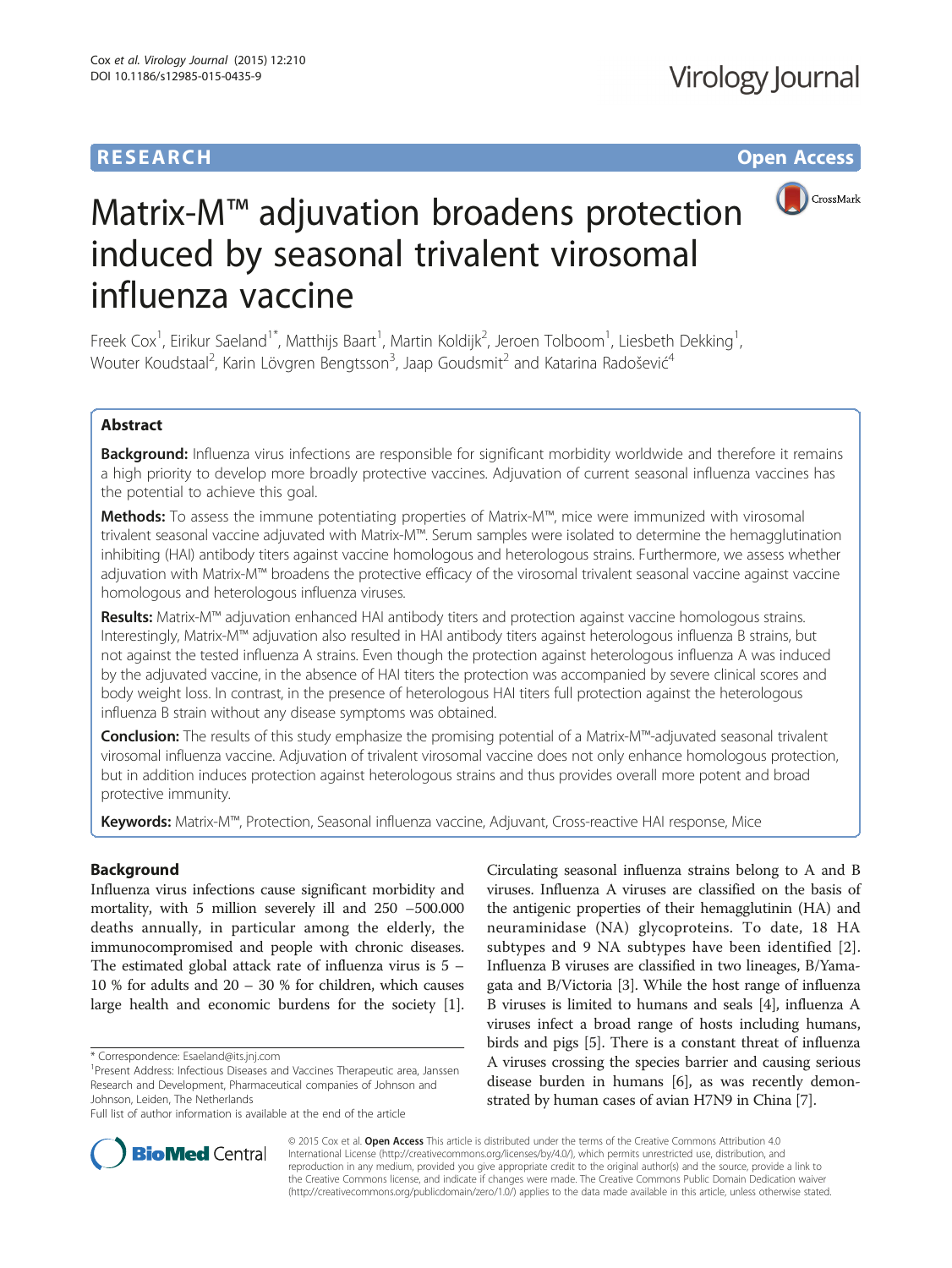**RESEARCH** **Open Access**

# Matrix-M™ adjuvation broadens protection induced by seasonal trivalent virosomal influenza vaccine

Freek Cox[1], Eirikur Saeland[1*], Matthijs Baart[1], Martin Koldijk[2], Jeroen Tolboom[1], Liesbeth Dekking[1], Wouter Koudstaal[2], Karin Lövgren Bengtsson[3], Jaap Goudsmit[2] and Katarina Radošević[4]

## Abstract

**Background:** Influenza virus infections are responsible for significant morbidity worldwide and therefore it remains a high priority to develop more broadly protective vaccines. Adjuvation of current seasonal influenza vaccines has the potential to achieve this goal.

**Methods:** To assess the immune potentiating properties of Matrix-M™, mice were immunized with virosomal trivalent seasonal vaccine adjuvated with Matrix-M™. Serum samples were isolated to determine the hemagglutination inhibiting (HAI) antibody titers against vaccine homologous and heterologous strains. Furthermore, we assess whether adjuvation with Matrix-M™ broadens the protective efficacy of the virosomal trivalent seasonal vaccine against vaccine homologous and heterologous influenza viruses.

**Results:** Matrix-M™ adjuvation enhanced HAI antibody titers and protection against vaccine homologous strains. Interestingly, Matrix-M™ adjuvation also resulted in HAI antibody titers against heterologous influenza B strains, but not against the tested influenza A strains. Even though the protection against heterologous influenza A was induced by the adjuvated vaccine, in the absence of HAI titers the protection was accompanied by severe clinical scores and body weight loss. In contrast, in the presence of heterologous HAI titers full protection against the heterologous influenza B strain without any disease symptoms was obtained.

**Conclusion:** The results of this study emphasize the promising potential of a Matrix-M™-adjuvated seasonal trivalent virosomal influenza vaccine. Adjuvation of trivalent virosomal vaccine does not only enhance homologous protection, but in addition induces protection against heterologous strains and thus provides overall more potent and broad protective immunity.

**Keywords:** Matrix-M™, Protection, Seasonal influenza vaccine, Adjuvant, Cross-reactive HAI response, Mice

## Background

Influenza virus infections cause significant morbidity and mortality, with 5 million severely ill and 250 –500.000 deaths annually, in particular among the elderly, the immunocompromised and people with chronic diseases. The estimated global attack rate of influenza virus is 5 – 10 % for adults and 20 – 30 % for children, which causes large health and economic burdens for the society [1]. Circulating seasonal influenza strains belong to A and B viruses. Influenza A viruses are classified on the basis of the antigenic properties of their hemagglutinin (HA) and neuraminidase (NA) glycoproteins. To date, 18 HA subtypes and 9 NA subtypes have been identified [2]. Influenza B viruses are classified in two lineages, B/Yamagata and B/Victoria [3]. While the host range of influenza B viruses is limited to humans and seals [4], influenza A viruses infect a broad range of hosts including humans, birds and pigs [5]. There is a constant threat of influenza A viruses crossing the species barrier and causing serious disease burden in humans [6], as was recently demonstrated by human cases of avian H7N9 in China [7].

\* Correspondence: Esaeland@its.jnj.com
[1]Present Address: Infectious Diseases and Vaccines Therapeutic area, Janssen Research and Development, Pharmaceutical companies of Johnson and Johnson, Leiden, The Netherlands
Full list of author information is available at the end of the article

© 2015 Cox et al. **Open Access** This article is distributed under the terms of the Creative Commons Attribution 4.0 International License (http://creativecommons.org/licenses/by/4.0/), which permits unrestricted use, distribution, and reproduction in any medium, provided you give appropriate credit to the original author(s) and the source, provide a link to the Creative Commons license, and indicate if changes were made. The Creative Commons Public Domain Dedication waiver (http://creativecommons.org/publicdomain/zero/1.0/) applies to the data made available in this article, unless otherwise stated.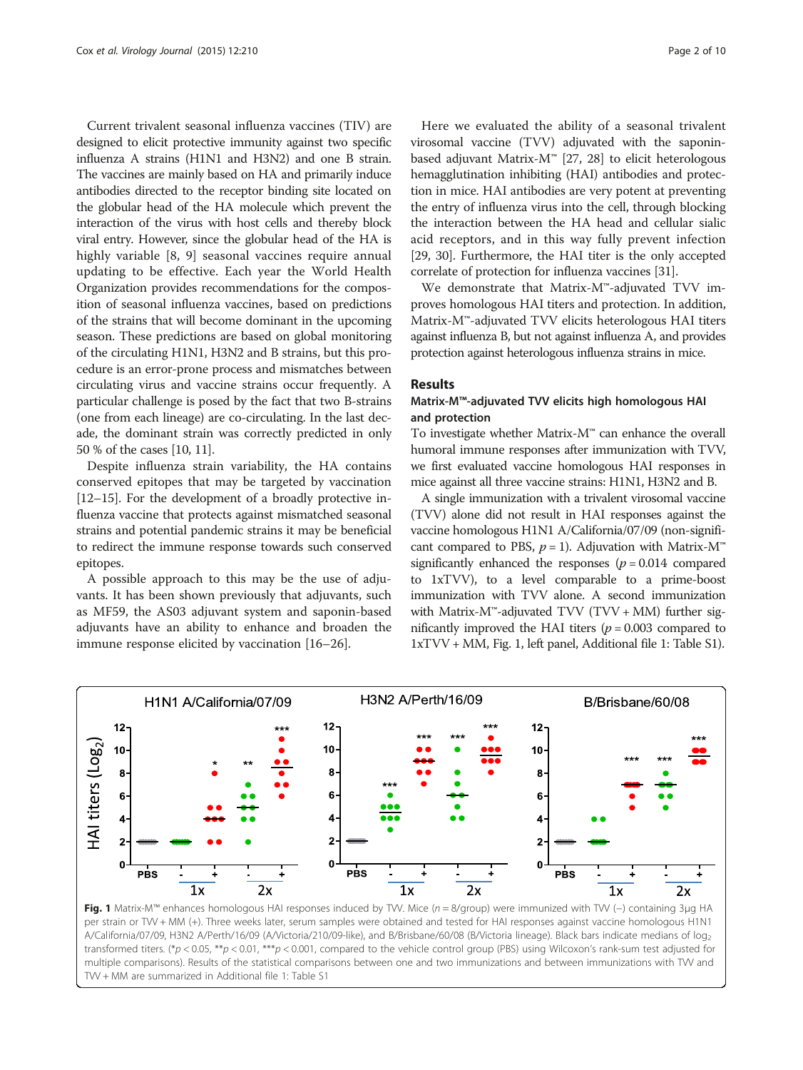Current trivalent seasonal influenza vaccines (TIV) are designed to elicit protective immunity against two specific influenza A strains (H1N1 and H3N2) and one B strain. The vaccines are mainly based on HA and primarily induce antibodies directed to the receptor binding site located on the globular head of the HA molecule which prevent the interaction of the virus with host cells and thereby block viral entry. However, since the globular head of the HA is highly variable [8, 9] seasonal vaccines require annual updating to be effective. Each year the World Health Organization provides recommendations for the composition of seasonal influenza vaccines, based on predictions of the strains that will become dominant in the upcoming season. These predictions are based on global monitoring of the circulating H1N1, H3N2 and B strains, but this procedure is an error-prone process and mismatches between circulating virus and vaccine strains occur frequently. A particular challenge is posed by the fact that two B-strains (one from each lineage) are co-circulating. In the last decade, the dominant strain was correctly predicted in only 50 % of the cases [10, 11].

Despite influenza strain variability, the HA contains conserved epitopes that may be targeted by vaccination [12–15]. For the development of a broadly protective influenza vaccine that protects against mismatched seasonal strains and potential pandemic strains it may be beneficial to redirect the immune response towards such conserved epitopes.

A possible approach to this may be the use of adjuvants. It has been shown previously that adjuvants, such as MF59, the AS03 adjuvant system and saponin-based adjuvants have an ability to enhance and broaden the immune response elicited by vaccination [16–26].

Here we evaluated the ability of a seasonal trivalent virosomal vaccine (TVV) adjuvated with the saponin-based adjuvant Matrix-M™ [27, 28] to elicit heterologous hemagglutination inhibiting (HAI) antibodies and protection in mice. HAI antibodies are very potent at preventing the entry of influenza virus into the cell, through blocking the interaction between the HA head and cellular sialic acid receptors, and in this way fully prevent infection [29, 30]. Furthermore, the HAI titer is the only accepted correlate of protection for influenza vaccines [31].

We demonstrate that Matrix-M™-adjuvated TVV improves homologous HAI titers and protection. In addition, Matrix-M™-adjuvated TVV elicits heterologous HAI titers against influenza B, but not against influenza A, and provides protection against heterologous influenza strains in mice.

## Results

### Matrix-M™-adjuvated TVV elicits high homologous HAI and protection

To investigate whether Matrix-M™ can enhance the overall humoral immune responses after immunization with TVV, we first evaluated vaccine homologous HAI responses in mice against all three vaccine strains: H1N1, H3N2 and B.

A single immunization with a trivalent virosomal vaccine (TVV) alone did not result in HAI responses against the vaccine homologous H1N1 A/California/07/09 (non-significant compared to PBS, $p = 1$). Adjuvation with Matrix-M™ significantly enhanced the responses ($p = 0.014$ compared to 1xTVV), to a level comparable to a prime-boost immunization with TVV alone. A second immunization with Matrix-M™-adjuvated TVV (TVV + MM) further significantly improved the HAI titers ($p = 0.003$ compared to 1xTVV + MM, Fig. 1, left panel, Additional file 1: Table S1).

**Fig. 1** Matrix-M™ enhances homologous HAI responses induced by TVV. Mice ($n = 8$/group) were immunized with TVV (–) containing 3μg HA per strain or TVV + MM (+). Three weeks later, serum samples were obtained and tested for HAI responses against vaccine homologous H1N1 A/California/07/09, H3N2 A/Perth/16/09 (A/Victoria/210/09-like), and B/Brisbane/60/08 (B/Victoria lineage). Black bars indicate medians of $\log_2$ transformed titers. (*$p < 0.05$, **$p < 0.01$, ***$p < 0.001$, compared to the vehicle control group (PBS) using Wilcoxon's rank-sum test adjusted for multiple comparisons). Results of the statistical comparisons between one and two immunizations and between immunizations with TVV and TVV + MM are summarized in Additional file 1: Table S1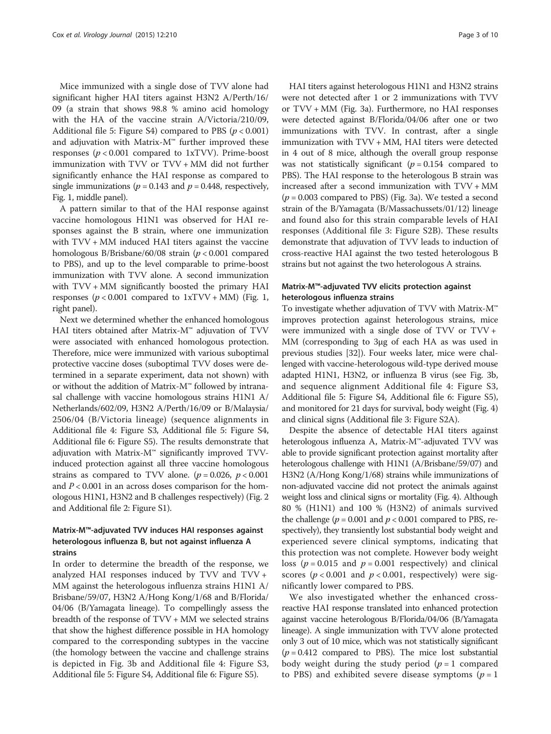Mice immunized with a single dose of TVV alone had significant higher HAI titers against H3N2 A/Perth/16/09 (a strain that shows 98.8 % amino acid homology with the HA of the vaccine strain A/Victoria/210/09, Additional file 5: Figure S4) compared to PBS ($p < 0.001$) and adjuvation with Matrix-M™ further improved these responses ($p < 0.001$ compared to 1xTVV). Prime-boost immunization with TVV or TVV + MM did not further significantly enhance the HAI response as compared to single immunizations ($p = 0.143$ and $p = 0.448$, respectively, Fig. 1, middle panel).

A pattern similar to that of the HAI response against vaccine homologous H1N1 was observed for HAI responses against the B strain, where one immunization with TVV + MM induced HAI titers against the vaccine homologous B/Brisbane/60/08 strain ($p < 0.001$ compared to PBS), and up to the level comparable to prime-boost immunization with TVV alone. A second immunization with TVV + MM significantly boosted the primary HAI responses ($p < 0.001$ compared to 1xTVV + MM) (Fig. 1, right panel).

Next we determined whether the enhanced homologous HAI titers obtained after Matrix-M™ adjuvation of TVV were associated with enhanced homologous protection. Therefore, mice were immunized with various suboptimal protective vaccine doses (suboptimal TVV doses were determined in a separate experiment, data not shown) with or without the addition of Matrix-M™ followed by intranasal challenge with vaccine homologous strains H1N1 A/Netherlands/602/09, H3N2 A/Perth/16/09 or B/Malaysia/2506/04 (B/Victoria lineage) (sequence alignments in Additional file 4: Figure S3, Additional file 5: Figure S4, Additional file 6: Figure S5). The results demonstrate that adjuvation with Matrix-M™ significantly improved TVV-induced protection against all three vaccine homologous strains as compared to TVV alone. ($p = 0.026$, $p < 0.001$ and $P < 0.001$ in an across doses comparison for the homologous H1N1, H3N2 and B challenges respectively) (Fig. 2 and Additional file 2: Figure S1).

### Matrix-M™-adjuvated TVV induces HAI responses against heterologous influenza B, but not against influenza A strains

In order to determine the breadth of the response, we analyzed HAI responses induced by TVV and TVV + MM against the heterologous influenza strains H1N1 A/Brisbane/59/07, H3N2 A/Hong Kong/1/68 and B/Florida/04/06 (B/Yamagata lineage). To compellingly assess the breadth of the response of TVV + MM we selected strains that show the highest difference possible in HA homology compared to the corresponding subtypes in the vaccine (the homology between the vaccine and challenge strains is depicted in Fig. 3b and Additional file 4: Figure S3, Additional file 5: Figure S4, Additional file 6: Figure S5).

HAI titers against heterologous H1N1 and H3N2 strains were not detected after 1 or 2 immunizations with TVV or TVV + MM (Fig. 3a). Furthermore, no HAI responses were detected against B/Florida/04/06 after one or two immunizations with TVV. In contrast, after a single immunization with TVV + MM, HAI titers were detected in 4 out of 8 mice, although the overall group response was not statistically significant ($p = 0.154$ compared to PBS). The HAI response to the heterologous B strain was increased after a second immunization with TVV + MM ($p = 0.003$ compared to PBS) (Fig. 3a). We tested a second strain of the B/Yamagata (B/Massachussets/01/12) lineage and found also for this strain comparable levels of HAI responses (Additional file 3: Figure S2B). These results demonstrate that adjuvation of TVV leads to induction of cross-reactive HAI against the two tested heterologous B strains but not against the two heterologous A strains.

### Matrix-M™-adjuvated TVV elicits protection against heterologous influenza strains

To investigate whether adjuvation of TVV with Matrix-M™ improves protection against heterologous strains, mice were immunized with a single dose of TVV or TVV + MM (corresponding to 3μg of each HA as was used in previous studies [32]). Four weeks later, mice were challenged with vaccine-heterologous wild-type derived mouse adapted H1N1, H3N2, or influenza B virus (see Fig. 3b, and sequence alignment Additional file 4: Figure S3, Additional file 5: Figure S4, Additional file 6: Figure S5), and monitored for 21 days for survival, body weight (Fig. 4) and clinical signs (Additional file 3: Figure S2A).

Despite the absence of detectable HAI titers against heterologous influenza A, Matrix-M™-adjuvated TVV was able to provide significant protection against mortality after heterologous challenge with H1N1 (A/Brisbane/59/07) and H3N2 (A/Hong Kong/1/68) strains while immunizations of non-adjuvated vaccine did not protect the animals against weight loss and clinical signs or mortality (Fig. 4). Although 80 % (H1N1) and 100 % (H3N2) of animals survived the challenge ($p = 0.001$ and $p < 0.001$ compared to PBS, respectively), they transiently lost substantial body weight and experienced severe clinical symptoms, indicating that this protection was not complete. However body weight loss ($p = 0.015$ and $p = 0.001$ respectively) and clinical scores ($p < 0.001$ and $p < 0.001$, respectively) were significantly lower compared to PBS.

We also investigated whether the enhanced cross-reactive HAI response translated into enhanced protection against vaccine heterologous B/Florida/04/06 (B/Yamagata lineage). A single immunization with TVV alone protected only 3 out of 10 mice, which was not statistically significant ($p = 0.412$ compared to PBS). The mice lost substantial body weight during the study period ($p = 1$ compared to PBS) and exhibited severe disease symptoms ($p = 1$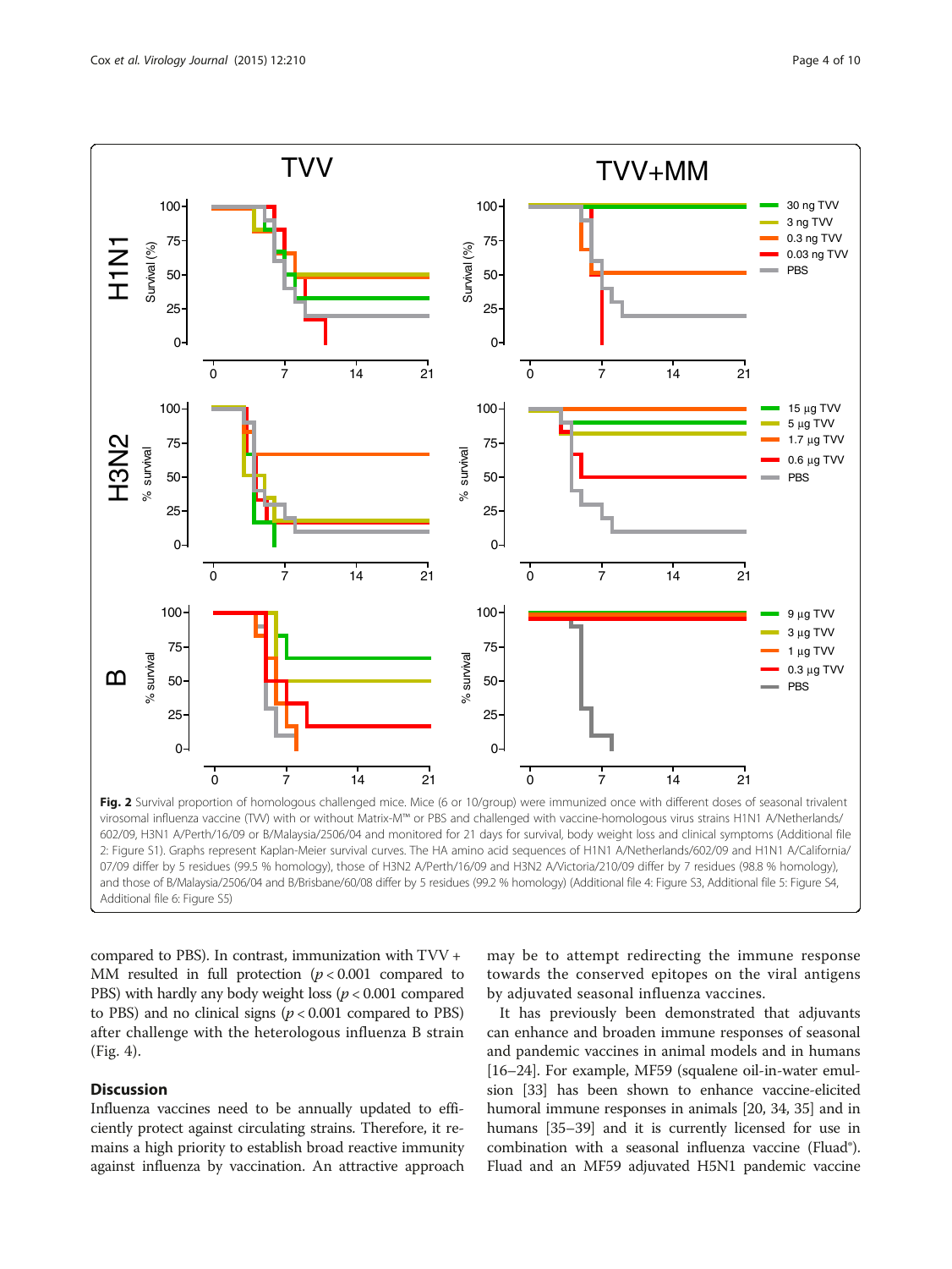**Fig. 2** Survival proportion of homologous challenged mice. Mice (6 or 10/group) were immunized once with different doses of seasonal trivalent virosomal influenza vaccine (TVV) with or without Matrix-M™ or PBS and challenged with vaccine-homologous virus strains H1N1 A/Netherlands/602/09, H3N1 A/Perth/16/09 or B/Malaysia/2506/04 and monitored for 21 days for survival, body weight loss and clinical symptoms (Additional file 2: Figure S1). Graphs represent Kaplan-Meier survival curves. The HA amino acid sequences of H1N1 A/Netherlands/602/09 and H1N1 A/California/07/09 differ by 5 residues (99.5 % homology), those of H3N2 A/Perth/16/09 and H3N2 A/Victoria/210/09 differ by 7 residues (98.8 % homology), and those of B/Malaysia/2506/04 and B/Brisbane/60/08 differ by 5 residues (99.2 % homology) (Additional file 4: Figure S3, Additional file 5: Figure S4, Additional file 6: Figure S5)

compared to PBS). In contrast, immunization with TVV + MM resulted in full protection ($p < 0.001$ compared to PBS) with hardly any body weight loss ($p < 0.001$ compared to PBS) and no clinical signs ($p < 0.001$ compared to PBS) after challenge with the heterologous influenza B strain (Fig. 4).

## Discussion

Influenza vaccines need to be annually updated to efficiently protect against circulating strains. Therefore, it remains a high priority to establish broad reactive immunity against influenza by vaccination. An attractive approach may be to attempt redirecting the immune response towards the conserved epitopes on the viral antigens by adjuvated seasonal influenza vaccines.

It has previously been demonstrated that adjuvants can enhance and broaden immune responses of seasonal and pandemic vaccines in animal models and in humans [16–24]. For example, MF59 (squalene oil-in-water emulsion [33] has been shown to enhance vaccine-elicited humoral immune responses in animals [20, 34, 35] and in humans [35–39] and it is currently licensed for use in combination with a seasonal influenza vaccine (Fluad®). Fluad and an MF59 adjuvated H5N1 pandemic vaccine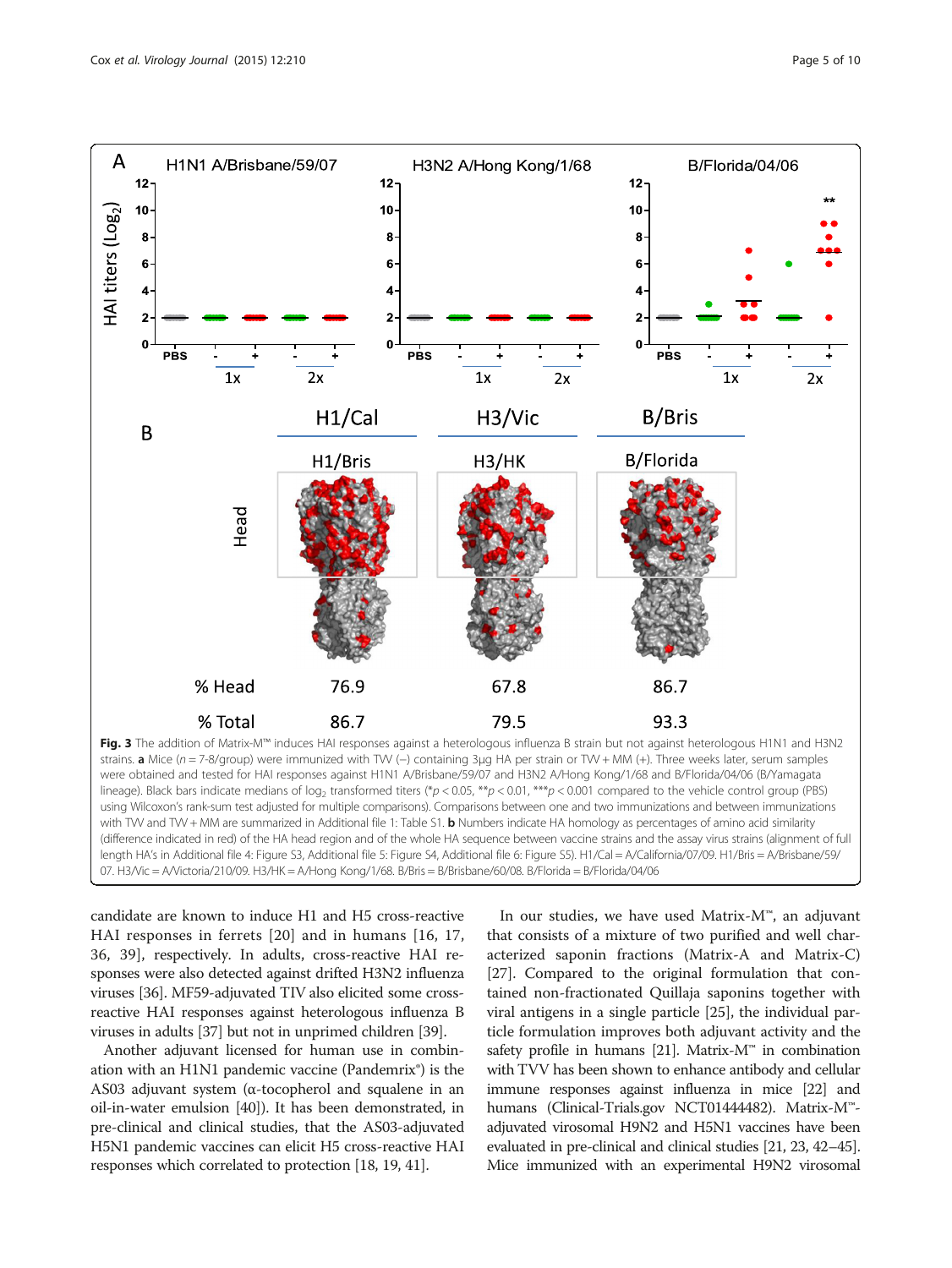**Fig. 3** The addition of Matrix-M™ induces HAI responses against a heterologous influenza B strain but not against heterologous H1N1 and H3N2 strains. **a** Mice ($n = 7$-8/group) were immunized with TVV (−) containing 3μg HA per strain or TVV + MM (+). Three weeks later, serum samples were obtained and tested for HAI responses against H1N1 A/Brisbane/59/07 and H3N2 A/Hong Kong/1/68 and B/Florida/04/06 (B/Yamagata lineage). Black bars indicate medians of $\log_2$ transformed titers (\*$p < 0.05$, \*\*$p < 0.01$, \*\*\*$p < 0.001$ compared to the vehicle control group (PBS) using Wilcoxon's rank-sum test adjusted for multiple comparisons). Comparisons between one and two immunizations and between immunizations with TVV and TVV + MM are summarized in Additional file 1: Table S1. **b** Numbers indicate HA homology as percentages of amino acid similarity (difference indicated in red) of the HA head region and of the whole HA sequence between vaccine strains and the assay virus strains (alignment of full length HA's in Additional file 4: Figure S3, Additional file 5: Figure S4, Additional file 6: Figure S5). H1/Cal = A/California/07/09. H1/Bris = A/Brisbane/59/07. H3/Vic = A/Victoria/210/09. H3/HK = A/Hong Kong/1/68. B/Bris = B/Brisbane/60/08. B/Florida = B/Florida/04/06

candidate are known to induce H1 and H5 cross-reactive HAI responses in ferrets [20] and in humans [16, 17, 36, 39], respectively. In adults, cross-reactive HAI responses were also detected against drifted H3N2 influenza viruses [36]. MF59-adjuvanted TIV also elicited some cross-reactive HAI responses against heterologous influenza B viruses in adults [37] but not in unprimed children [39].

Another adjuvant licensed for human use in combination with an H1N1 pandemic vaccine (Pandemrix®) is the AS03 adjuvant system (α-tocopherol and squalene in an oil-in-water emulsion [40]). It has been demonstrated, in pre-clinical and clinical studies, that the AS03-adjuvated H5N1 pandemic vaccines can elicit H5 cross-reactive HAI responses which correlated to protection [18, 19, 41].

In our studies, we have used Matrix-M™, an adjuvant that consists of a mixture of two purified and well characterized saponin fractions (Matrix-A and Matrix-C) [27]. Compared to the original formulation that contained non-fractionated Quillaja saponins together with viral antigens in a single particle [25], the individual particle formulation improves both adjuvant activity and the safety profile in humans [21]. Matrix-M™ in combination with TVV has been shown to enhance antibody and cellular immune responses against influenza in mice [22] and humans (Clinical-Trials.gov NCT01444482). Matrix-M™-adjuvated virosomal H9N2 and H5N1 vaccines have been evaluated in pre-clinical and clinical studies [21, 23, 42–45]. Mice immunized with an experimental H9N2 virosomal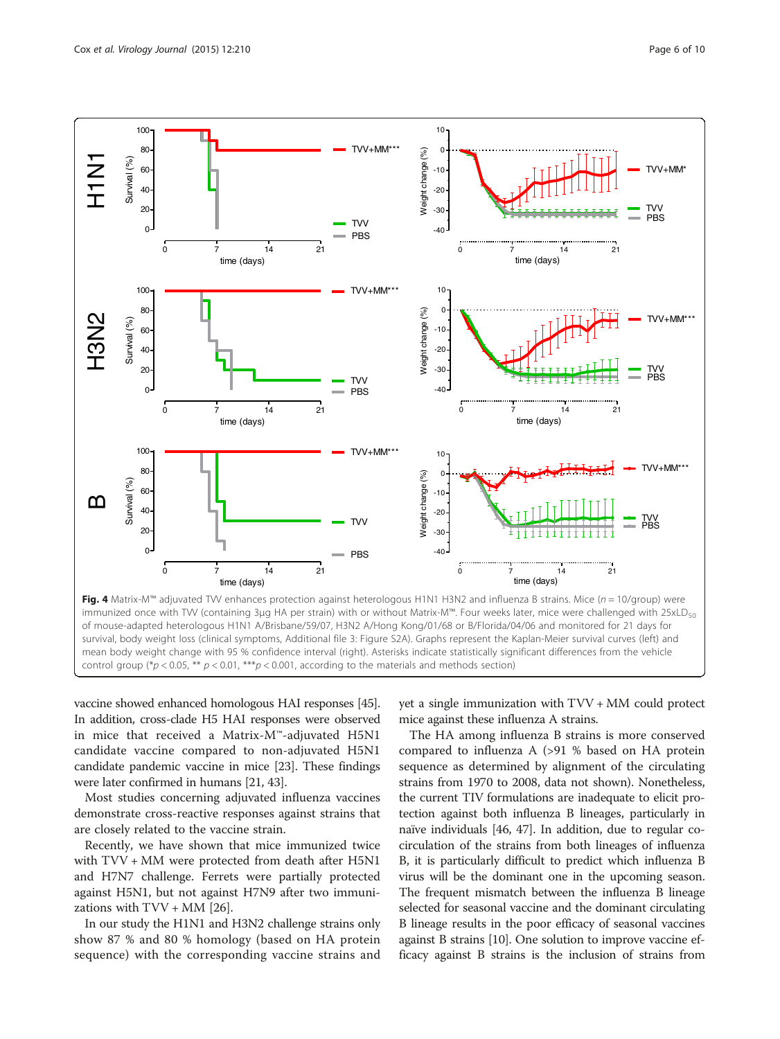**Fig. 4** Matrix-M™ adjuvated TVV enhances protection against heterologous H1N1 H3N2 and influenza B strains. Mice ($n = 10$/group) were immunized once with TVV (containing 3μg HA per strain) with or without Matrix-M™. Four weeks later, mice were challenged with $25xLD_{50}$ of mouse-adapted heterologous H1N1 A/Brisbane/59/07, H3N2 A/Hong Kong/01/68 or B/Florida/04/06 and monitored for 21 days for survival, body weight loss (clinical symptoms, Additional file 3: Figure S2A). Graphs represent the Kaplan-Meier survival curves (left) and mean body weight change with 95 % confidence interval (right). Asterisks indicate statistically significant differences from the vehicle control group (*$p < 0.05$, ** $p < 0.01$, ***$p < 0.001$, according to the materials and methods section)

vaccine showed enhanced homologous HAI responses [45]. In addition, cross-clade H5 HAI responses were observed in mice that received a Matrix-M™-adjuvated H5N1 candidate vaccine compared to non-adjuvated H5N1 candidate pandemic vaccine in mice [23]. These findings were later confirmed in humans [21, 43].

Most studies concerning adjuvated influenza vaccines demonstrate cross-reactive responses against strains that are closely related to the vaccine strain.

Recently, we have shown that mice immunized twice with TVV + MM were protected from death after H5N1 and H7N7 challenge. Ferrets were partially protected against H5N1, but not against H7N9 after two immunizations with TVV + MM [26].

In our study the H1N1 and H3N2 challenge strains only show 87 % and 80 % homology (based on HA protein sequence) with the corresponding vaccine strains and yet a single immunization with TVV + MM could protect mice against these influenza A strains.

The HA among influenza B strains is more conserved compared to influenza A (>91 % based on HA protein sequence as determined by alignment of the circulating strains from 1970 to 2008, data not shown). Nonetheless, the current TIV formulations are inadequate to elicit protection against both influenza B lineages, particularly in naïve individuals [46, 47]. In addition, due to regular co-circulation of the strains from both lineages of influenza B, it is particularly difficult to predict which influenza B virus will be the dominant one in the upcoming season. The frequent mismatch between the influenza B lineage selected for seasonal vaccine and the dominant circulating B lineage results in the poor efficacy of seasonal vaccines against B strains [10]. One solution to improve vaccine efficacy against B strains is the inclusion of strains from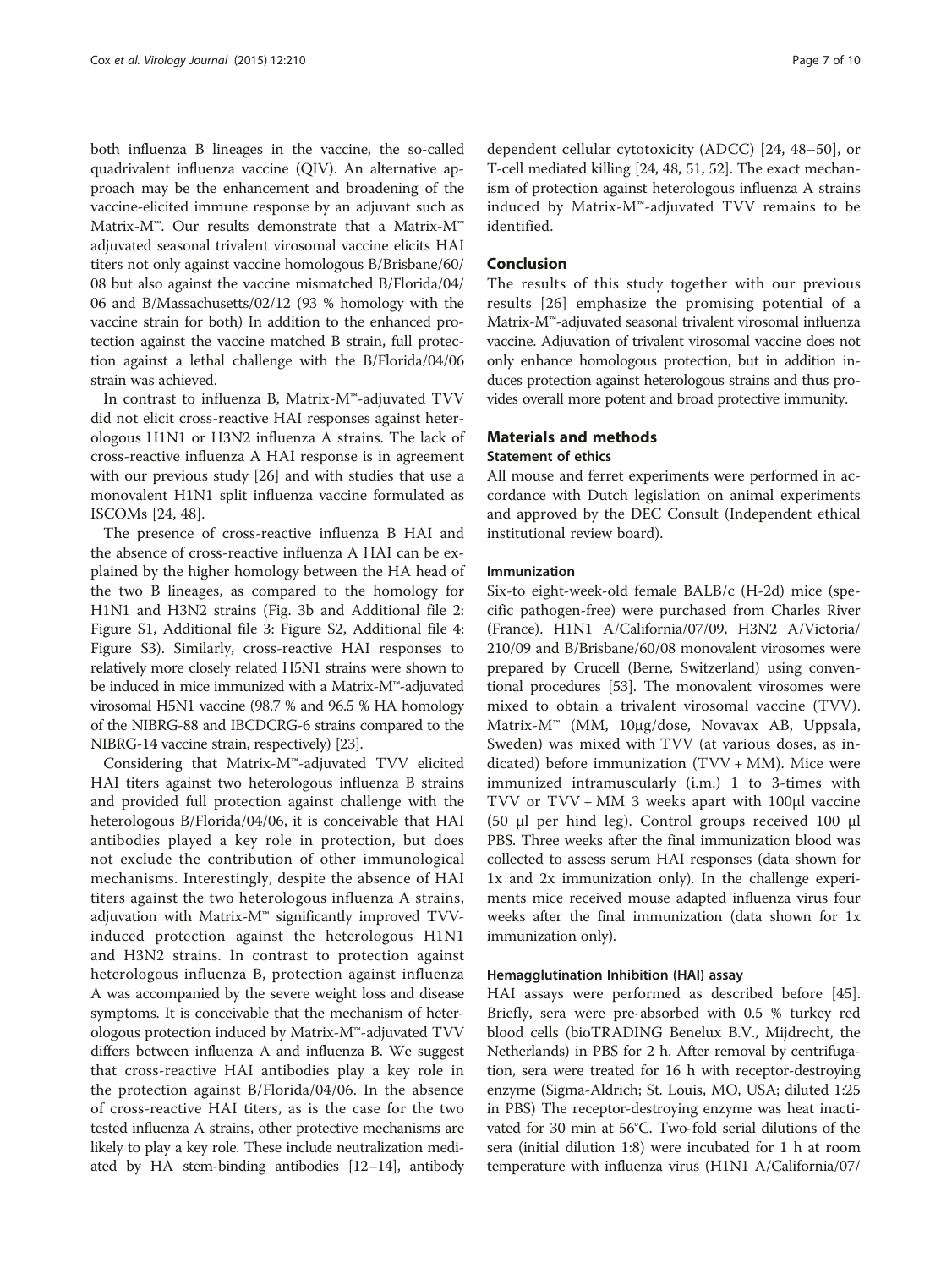both influenza B lineages in the vaccine, the so-called quadrivalent influenza vaccine (QIV). An alternative approach may be the enhancement and broadening of the vaccine-elicited immune response by an adjuvant such as Matrix-M™. Our results demonstrate that a Matrix-M™ adjuvated seasonal trivalent virosomal vaccine elicits HAI titers not only against vaccine homologous B/Brisbane/60/08 but also against the vaccine mismatched B/Florida/04/06 and B/Massachusetts/02/12 (93 % homology with the vaccine strain for both) In addition to the enhanced protection against the vaccine matched B strain, full protection against a lethal challenge with the B/Florida/04/06 strain was achieved.

In contrast to influenza B, Matrix-M™-adjuvated TVV did not elicit cross-reactive HAI responses against heterologous H1N1 or H3N2 influenza A strains. The lack of cross-reactive influenza A HAI response is in agreement with our previous study [26] and with studies that use a monovalent H1N1 split influenza vaccine formulated as ISCOMs [24, 48].

The presence of cross-reactive influenza B HAI and the absence of cross-reactive influenza A HAI can be explained by the higher homology between the HA head of the two B lineages, as compared to the homology for H1N1 and H3N2 strains (Fig. 3b and Additional file 2: Figure S1, Additional file 3: Figure S2, Additional file 4: Figure S3). Similarly, cross-reactive HAI responses to relatively more closely related H5N1 strains were shown to be induced in mice immunized with a Matrix-M™-adjuvated virosomal H5N1 vaccine (98.7 % and 96.5 % HA homology of the NIBRG-88 and IBCDCRG-6 strains compared to the NIBRG-14 vaccine strain, respectively) [23].

Considering that Matrix-M™-adjuvated TVV elicited HAI titers against two heterologous influenza B strains and provided full protection against challenge with the heterologous B/Florida/04/06, it is conceivable that HAI antibodies played a key role in protection, but does not exclude the contribution of other immunological mechanisms. Interestingly, despite the absence of HAI titers against the two heterologous influenza A strains, adjuvation with Matrix-M™ significantly improved TVV-induced protection against the heterologous H1N1 and H3N2 strains. In contrast to protection against heterologous influenza B, protection against influenza A was accompanied by the severe weight loss and disease symptoms. It is conceivable that the mechanism of heterologous protection induced by Matrix-M™-adjuvated TVV differs between influenza A and influenza B. We suggest that cross-reactive HAI antibodies play a key role in the protection against B/Florida/04/06. In the absence of cross-reactive HAI titers, as is the case for the two tested influenza A strains, other protective mechanisms are likely to play a key role. These include neutralization mediated by HA stem-binding antibodies [12–14], antibody dependent cellular cytotoxicity (ADCC) [24, 48–50], or T-cell mediated killing [24, 48, 51, 52]. The exact mechanism of protection against heterologous influenza A strains induced by Matrix-M™-adjuvated TVV remains to be identified.

## Conclusion

The results of this study together with our previous results [26] emphasize the promising potential of a Matrix-M™-adjuvated seasonal trivalent virosomal influenza vaccine. Adjuvation of trivalent virosomal vaccine does not only enhance homologous protection, but in addition induces protection against heterologous strains and thus provides overall more potent and broad protective immunity.

## Materials and methods

### Statement of ethics

All mouse and ferret experiments were performed in accordance with Dutch legislation on animal experiments and approved by the DEC Consult (Independent ethical institutional review board).

### Immunization

Six-to eight-week-old female BALB/c (H-2d) mice (specific pathogen-free) were purchased from Charles River (France). H1N1 A/California/07/09, H3N2 A/Victoria/210/09 and B/Brisbane/60/08 monovalent virosomes were prepared by Crucell (Berne, Switzerland) using conventional procedures [53]. The monovalent virosomes were mixed to obtain a trivalent virosomal vaccine (TVV). Matrix-M™ (MM, 10μg/dose, Novavax AB, Uppsala, Sweden) was mixed with TVV (at various doses, as indicated) before immunization (TVV + MM). Mice were immunized intramuscularly (i.m.) 1 to 3-times with TVV or TVV + MM 3 weeks apart with 100μl vaccine (50 μl per hind leg). Control groups received 100 μl PBS. Three weeks after the final immunization blood was collected to assess serum HAI responses (data shown for 1x and 2x immunization only). In the challenge experiments mice received mouse adapted influenza virus four weeks after the final immunization (data shown for 1x immunization only).

### Hemagglutination Inhibition (HAI) assay

HAI assays were performed as described before [45]. Briefly, sera were pre-absorbed with 0.5 % turkey red blood cells (bioTRADING Benelux B.V., Mijdrecht, the Netherlands) in PBS for 2 h. After removal by centrifugation, sera were treated for 16 h with receptor-destroying enzyme (Sigma-Aldrich; St. Louis, MO, USA; diluted 1:25 in PBS) The receptor-destroying enzyme was heat inactivated for 30 min at 56°C. Two-fold serial dilutions of the sera (initial dilution 1:8) were incubated for 1 h at room temperature with influenza virus (H1N1 A/California/07/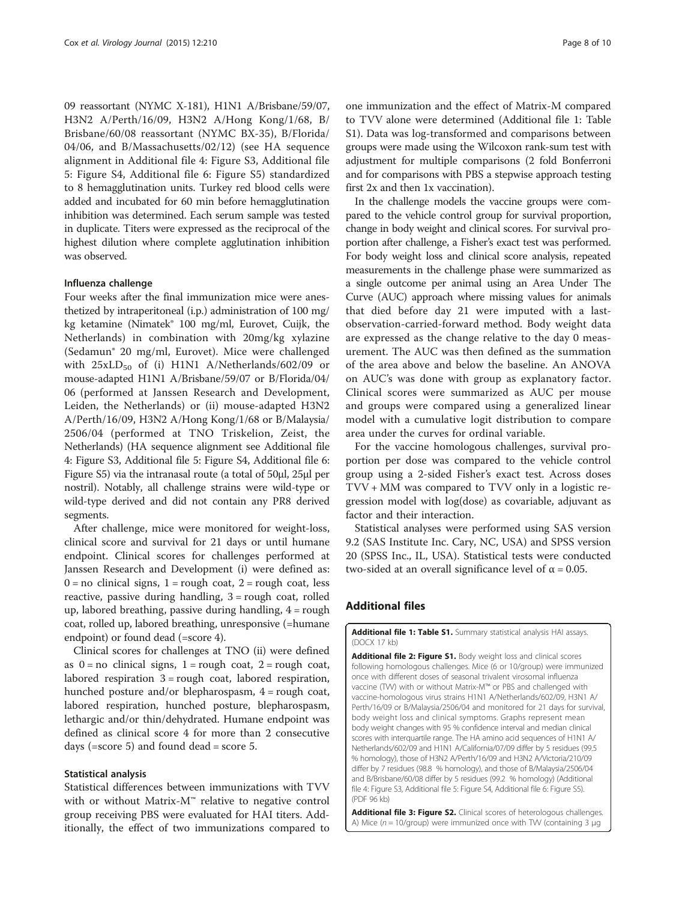09 reassortant (NYMC X-181), H1N1 A/Brisbane/59/07, H3N2 A/Perth/16/09, H3N2 A/Hong Kong/1/68, B/Brisbane/60/08 reassortant (NYMC BX-35), B/Florida/04/06, and B/Massachusetts/02/12) (see HA sequence alignment in Additional file 4: Figure S3, Additional file 5: Figure S4, Additional file 6: Figure S5) standardized to 8 hemagglutination units. Turkey red blood cells were added and incubated for 60 min before hemagglutination inhibition was determined. Each serum sample was tested in duplicate. Titers were expressed as the reciprocal of the highest dilution where complete agglutination inhibition was observed.

### Influenza challenge

Four weeks after the final immunization mice were anesthetized by intraperitoneal (i.p.) administration of 100 mg/kg ketamine (Nimatek® 100 mg/ml, Eurovet, Cuijk, the Netherlands) in combination with 20mg/kg xylazine (Sedamun® 20 mg/ml, Eurovet). Mice were challenged with $25xLD_{50}$ of (i) H1N1 A/Netherlands/602/09 or mouse-adapted H1N1 A/Brisbane/59/07 or B/Florida/04/06 (performed at Janssen Research and Development, Leiden, the Netherlands) or (ii) mouse-adapted H3N2 A/Perth/16/09, H3N2 A/Hong Kong/1/68 or B/Malaysia/2506/04 (performed at TNO Triskelion, Zeist, the Netherlands) (HA sequence alignment see Additional file 4: Figure S3, Additional file 5: Figure S4, Additional file 6: Figure S5) via the intranasal route (a total of 50μl, 25μl per nostril). Notably, all challenge strains were wild-type or wild-type derived and did not contain any PR8 derived segments.

After challenge, mice were monitored for weight-loss, clinical score and survival for 21 days or until humane endpoint. Clinical scores for challenges performed at Janssen Research and Development (i) were defined as: 0 = no clinical signs, 1 = rough coat, 2 = rough coat, less reactive, passive during handling, 3 = rough coat, rolled up, labored breathing, passive during handling, 4 = rough coat, rolled up, labored breathing, unresponsive (=humane endpoint) or found dead (=score 4).

Clinical scores for challenges at TNO (ii) were defined as 0 = no clinical signs, 1 = rough coat, 2 = rough coat, labored respiration 3 = rough coat, labored respiration, hunched posture and/or blepharospasm, 4 = rough coat, labored respiration, hunched posture, blepharospasm, lethargic and/or thin/dehydrated. Humane endpoint was defined as clinical score 4 for more than 2 consecutive days (=score 5) and found dead = score 5.

### Statistical analysis

Statistical differences between immunizations with TVV with or without Matrix-M™ relative to negative control group receiving PBS were evaluated for HAI titers. Additionally, the effect of two immunizations compared to one immunization and the effect of Matrix-M compared to TVV alone were determined (Additional file 1: Table S1). Data was log-transformed and comparisons between groups were made using the Wilcoxon rank-sum test with adjustment for multiple comparisons (2 fold Bonferroni and for comparisons with PBS a stepwise approach testing first 2x and then 1x vaccination).

In the challenge models the vaccine groups were compared to the vehicle control group for survival proportion, change in body weight and clinical scores. For survival proportion after challenge, a Fisher's exact test was performed. For body weight loss and clinical score analysis, repeated measurements in the challenge phase were summarized as a single outcome per animal using an Area Under The Curve (AUC) approach where missing values for animals that died before day 21 were imputed with a last-observation-carried-forward method. Body weight data are expressed as the change relative to the day 0 measurement. The AUC was then defined as the summation of the area above and below the baseline. An ANOVA on AUC's was done with group as explanatory factor. Clinical scores were summarized as AUC per mouse and groups were compared using a generalized linear model with a cumulative logit distribution to compare area under the curves for ordinal variable.

For the vaccine homologous challenges, survival proportion per dose was compared to the vehicle control group using a 2-sided Fisher's exact test. Across doses TVV + MM was compared to TVV only in a logistic regression model with log(dose) as covariable, adjuvant as factor and their interaction.

Statistical analyses were performed using SAS version 9.2 (SAS Institute Inc. Cary, NC, USA) and SPSS version 20 (SPSS Inc., IL, USA). Statistical tests were conducted two-sided at an overall significance level of $\alpha = 0.05$.

## Additional files

**Additional file 1: Table S1.** Summary statistical analysis HAI assays. (DOCX 17 kb)

**Additional file 2: Figure S1.** Body weight loss and clinical scores following homologous challenges. Mice (6 or 10/group) were immunized once with different doses of seasonal trivalent virosomal influenza vaccine (TVV) with or without Matrix-M™ or PBS and challenged with vaccine-homologous virus strains H1N1 A/Netherlands/602/09, H3N1 A/Perth/16/09 or B/Malaysia/2506/04 and monitored for 21 days for survival, body weight loss and clinical symptoms. Graphs represent mean body weight changes with 95 % confidence interval and median clinical scores with interquartile range. The HA amino acid sequences of H1N1 A/Netherlands/602/09 and H1N1 A/California/07/09 differ by 5 residues (99.5 % homology), those of H3N2 A/Perth/16/09 and H3N2 A/Victoria/210/09 differ by 7 residues (98.8 % homology), and those of B/Malaysia/2506/04 and B/Brisbane/60/08 differ by 5 residues (99.2 % homology) (Additional file 4: Figure S3, Additional file 5: Figure S4, Additional file 6: Figure S5). (PDF 96 kb)

**Additional file 3: Figure S2.** Clinical scores of heterologous challenges. A) Mice ($n = 10$/group) were immunized once with TVV (containing 3 μg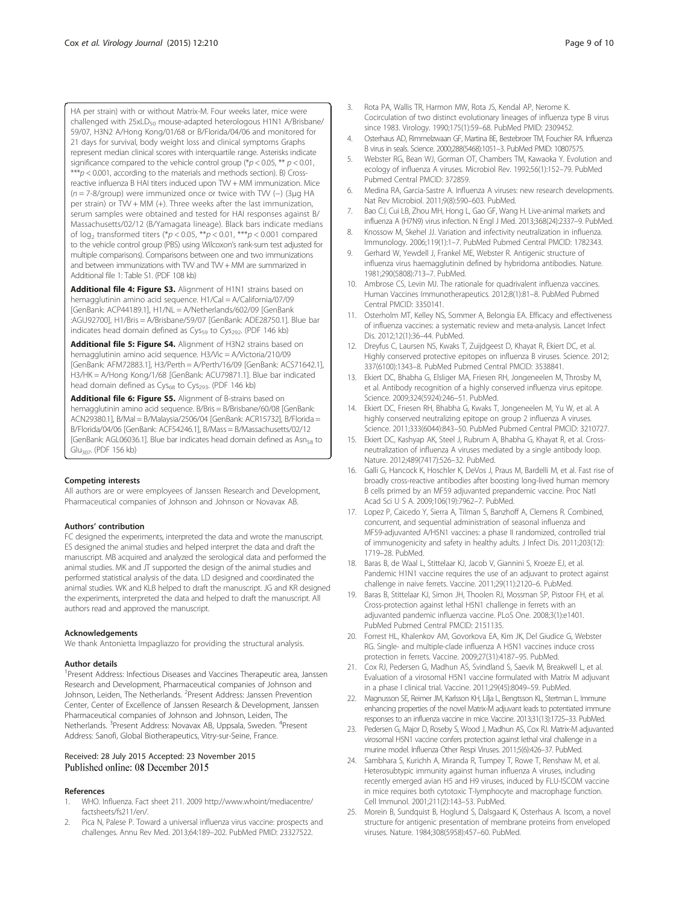HA per strain) with or without Matrix-M. Four weeks later, mice were challenged with 25xLD$_{50}$ mouse-adapted heterologous H1N1 A/Brisbane/59/07, H3N2 A/Hong Kong/01/68 or B/Florida/04/06 and monitored for 21 days for survival, body weight loss and clinical symptoms Graphs represent median clinical scores with interquartile range. Asterisks indicate significance compared to the vehicle control group (\*$p < 0.05$, \*\* $p < 0.01$, \*\*\*$p < 0.001$, according to the materials and methods section). B) Cross-reactive influenza B HAI titers induced upon TVV + MM immunization. Mice ($n = 7$-8/group) were immunized once or twice with TVV (−) (3μg HA per strain) or TVV + MM (+). Three weeks after the last immunization, serum samples were obtained and tested for HAI responses against B/Massachusetts/02/12 (B/Yamagata lineage). Black bars indicate medians of $\log_2$ transformed titers (\*$p < 0.05$, \*\*$p < 0.01$, \*\*\*$p < 0.001$ compared to the vehicle control group (PBS) using Wilcoxon's rank-sum test adjusted for multiple comparisons). Comparisons between one and two immunizations and between immunizations with TVV and TVV + MM are summarized in Additional file 1: Table S1. (PDF 108 kb)

**Additional file 4: Figure S3.** Alignment of H1N1 strains based on hemagglutinin amino acid sequence. H1/Cal = A/California/07/09 [GenBank: ACP44189.1], H1/NL = A/Netherlands/602/09 [GenBank :AGU92700], H1/Bris = A/Brisbane/59/07 [GenBank: ADE28750.1]. Blue bar indicates head domain defined as Cys$_{59}$ to Cys$_{292}$. (PDF 146 kb)

**Additional file 5: Figure S4.** Alignment of H3N2 strains based on hemagglutinin amino acid sequence. H3/Vic = A/Victoria/210/09 [GenBank: AFM72883.1], H3/Perth = A/Perth/16/09 [GenBank: ACS71642.1], H3/HK = A/Hong Kong/1/68 [GenBank: ACU79871.1]. Blue bar indicated head domain defined as Cys$_{68}$ to Cys$_{293}$. (PDF 146 kb)

**Additional file 6: Figure S5.** Alignment of B-strains based on hemagglutinin amino acid sequence. B/Bris = B/Brisbane/60/08 [GenBank: ACN29380.1], B/Mal = B/Malaysia/2506/04 [GenBank: ACR15732], B/Florida = B/Florida/04/06 [GenBank: ACF54246.1], B/Mass = B/Massachusetts/02/12 [GenBank: AGL06036.1]. Blue bar indicates head domain defined as Asn$_{58}$ to Glu$_{307}$. (PDF 156 kb)

#### Competing interests

All authors are or were employees of Janssen Research and Development, Pharmaceutical companies of Johnson and Johnson or Novavax AB.

#### Authors' contribution

FC designed the experiments, interpreted the data and wrote the manuscript. ES designed the animal studies and helped interpret the data and draft the manuscript. MB acquired and analyzed the serological data and performed the animal studies. MK and JT supported the design of the animal studies and performed statistical analysis of the data. LD designed and coordinated the animal studies. WK and KLB helped to draft the manuscript. JG and KR designed the experiments, interpreted the data and helped to draft the manuscript. All authors read and approved the manuscript.

#### Acknowledgements

We thank Antonietta Impagliazzo for providing the structural analysis.

#### Author details

[1]Present Address: Infectious Diseases and Vaccines Therapeutic area, Janssen Research and Development, Pharmaceutical companies of Johnson and Johnson, Leiden, The Netherlands. [2]Present Address: Janssen Prevention Center, Center of Excellence of Janssen Research & Development, Janssen Pharmaceutical companies of Johnson and Johnson, Leiden, The Netherlands. [3]Present Address: Novavax AB, Uppsala, Sweden. [4]Present Address: Sanofi, Global Biotherapeutics, Vitry-sur-Seine, France.

Received: 28 July 2015 Accepted: 23 November 2015
Published online: 08 December 2015

#### References

1. WHO. Influenza. Fact sheet 211. 2009 http://www.whoint/mediacentre/factsheets/fs211/en/.
2. Pica N, Palese P. Toward a universal influenza virus vaccine: prospects and challenges. Annu Rev Med. 2013;64:189–202. PubMed PMID: 23327522.
3. Rota PA, Wallis TR, Harmon MW, Rota JS, Kendal AP, Nerome K. Cocirculation of two distinct evolutionary lineages of influenza type B virus since 1983. Virology. 1990;175(1):59–68. PubMed PMID: 2309452.
4. Osterhaus AD, Rimmelzwaan GF, Martina BE, Bestebroer TM, Fouchier RA. Influenza B virus in seals. Science. 2000;288(5468):1051–3. PubMed PMID: 10807575.
5. Webster RG, Bean WJ, Gorman OT, Chambers TM, Kawaoka Y. Evolution and ecology of influenza A viruses. Microbiol Rev. 1992;56(1):152–79. PubMed Pubmed Central PMCID: 372859.
6. Medina RA, Garcia-Sastre A. Influenza A viruses: new research developments. Nat Rev Microbiol. 2011;9(8):590–603. PubMed.
7. Bao CJ, Cui LB, Zhou MH, Hong L, Gao GF, Wang H. Live-animal markets and influenza A (H7N9) virus infection. N Engl J Med. 2013;368(24):2337–9. PubMed.
8. Knossow M, Skehel JJ. Variation and infectivity neutralization in influenza. Immunology. 2006;119(1):1–7. PubMed Pubmed Central PMCID: 1782343.
9. Gerhard W, Yewdell J, Frankel ME, Webster R. Antigenic structure of influenza virus haemagglutinin defined by hybridoma antibodies. Nature. 1981;290(5808):713–7. PubMed.
10. Ambrose CS, Levin MJ. The rationale for quadrivalent influenza vaccines. Human Vaccines Immunotherapeutics. 2012;8(1):81–8. PubMed Pubmed Central PMCID: 3350141.
11. Osterholm MT, Kelley NS, Sommer A, Belongia EA. Efficacy and effectiveness of influenza vaccines: a systematic review and meta-analysis. Lancet Infect Dis. 2012;12(1):36–44. PubMed.
12. Dreyfus C, Laursen NS, Kwaks T, Zuijdgeest D, Khayat R, Ekiert DC, et al. Highly conserved protective epitopes on influenza B viruses. Science. 2012; 337(6100):1343–8. PubMed Pubmed Central PMCID: 3538841.
13. Ekiert DC, Bhabha G, Elsliger MA, Friesen RH, Jongeneelen M, Throsby M, et al. Antibody recognition of a highly conserved influenza virus epitope. Science. 2009;324(5924):246–51. PubMed.
14. Ekiert DC, Friesen RH, Bhabha G, Kwaks T, Jongeneelen M, Yu W, et al. A highly conserved neutralizing epitope on group 2 influenza A viruses. Science. 2011;333(6044):843–50. PubMed Pubmed Central PMCID: 3210727.
15. Ekiert DC, Kashyap AK, Steel J, Rubrum A, Bhabha G, Khayat R, et al. Cross-neutralization of influenza A viruses mediated by a single antibody loop. Nature. 2012;489(7417):526–32. PubMed.
16. Galli G, Hancock K, Hoschler K, DeVos J, Praus M, Bardelli M, et al. Fast rise of broadly cross-reactive antibodies after boosting long-lived human memory B cells primed by an MF59 adjuvanted prepandemic vaccine. Proc Natl Acad Sci U S A. 2009;106(19):7962–7. PubMed.
17. Lopez P, Caicedo Y, Sierra A, Tilman S, Banzhoff A, Clemens R. Combined, concurrent, and sequential administration of seasonal influenza and MF59-adjuvanted A/H5N1 vaccines: a phase II randomized, controlled trial of immunogenicity and safety in healthy adults. J Infect Dis. 2011;203(12): 1719–28. PubMed.
18. Baras B, de Waal L, Stittelaar KJ, Jacob V, Giannini S, Kroeze EJ, et al. Pandemic H1N1 vaccine requires the use of an adjuvant to protect against challenge in naive ferrets. Vaccine. 2011;29(11):2120–6. PubMed.
19. Baras B, Stittelaar KJ, Simon JH, Thoolen RJ, Mossman SP, Pistoor FH, et al. Cross-protection against lethal H5N1 challenge in ferrets with an adjuvanted pandemic influenza vaccine. PLoS One. 2008;3(1):e1401. PubMed Pubmed Central PMCID: 2151135.
20. Forrest HL, Khalenkov AM, Govorkova EA, Kim JK, Del Giudice G, Webster RG. Single- and multiple-clade influenza A H5N1 vaccines induce cross protection in ferrets. Vaccine. 2009;27(31):4187–95. PubMed.
21. Cox RJ, Pedersen G, Madhun AS, Svindland S, Saevik M, Breakwell L, et al. Evaluation of a virosomal H5N1 vaccine formulated with Matrix M adjuvant in a phase I clinical trial. Vaccine. 2011;29(45):8049–59. PubMed.
22. Magnusson SE, Reimer JM, Karlsson KH, Lilja L, Bengtsson KL, Stertman L. Immune enhancing properties of the novel Matrix-M adjuvant leads to potentiated immune responses to an influenza vaccine in mice. Vaccine. 2013;31(13):1725–33. PubMed.
23. Pedersen G, Major D, Roseby S, Wood J, Madhun AS, Cox RJ. Matrix-M adjuvanted virosomal H5N1 vaccine confers protection against lethal viral challenge in a murine model. Influenza Other Respi Viruses. 2011;5(6):426–37. PubMed.
24. Sambhara S, Kurichh A, Miranda R, Tumpey T, Rowe T, Renshaw M, et al. Heterosubtypic immunity against human influenza A viruses, including recently emerged avian H5 and H9 viruses, induced by FLU-ISCOM vaccine in mice requires both cytotoxic T-lymphocyte and macrophage function. Cell Immunol. 2001;211(2):143–53. PubMed.
25. Morein B, Sundquist B, Hoglund S, Dalsgaard K, Osterhaus A. Iscom, a novel structure for antigenic presentation of membrane proteins from enveloped viruses. Nature. 1984;308(5958):457–60. PubMed.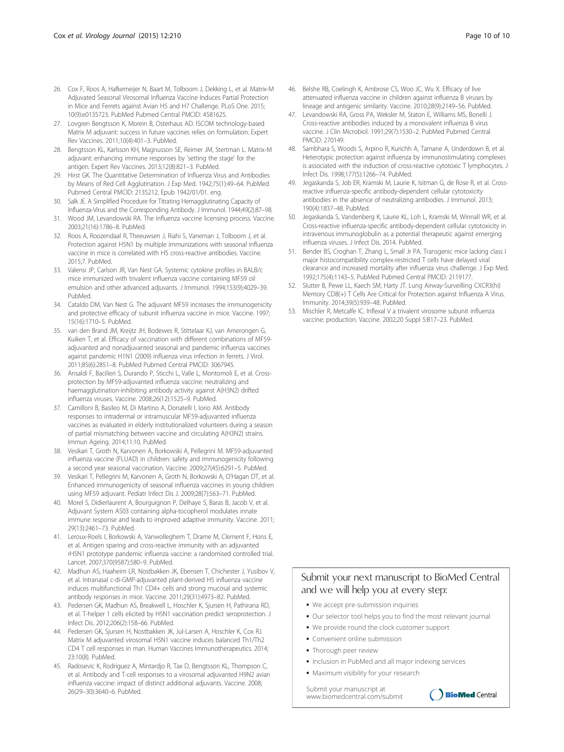26. Cox F, Roos A, Hafkemeijer N, Baart M, Tolboom J, Dekking L, et al. Matrix-M Adjuvated Seasonal Virosomal Influenza Vaccine Induces Partial Protection in Mice and Ferrets against Avian H5 and H7 Challenge. PLoS One. 2015; 10(9):e0135723. PubMed Pubmed Central PMCID: 4581625.
27. Lovgren Bengtsson K, Morein B, Osterhaus AD. ISCOM technology-based Matrix M adjuvant: success in future vaccines relies on formulation. Expert Rev Vaccines. 2011;10(4):401–3. PubMed.
28. Bengtsson KL, Karlsson KH, Magnusson SE, Reimer JM, Stertman L. Matrix-M adjuvant: enhancing immune responses by 'setting the stage' for the antigen. Expert Rev Vaccines. 2013;12(8):821–3. PubMed.
29. Hirst GK. The Quantitative Determination of Influenza Virus and Antibodies by Means of Red Cell Agglutination. J Exp Med. 1942;75(1):49–64. PubMed Pubmed Central PMCID: 2135212, Epub 1942/01/01. eng.
30. Salk JE. A Simplified Procedure for Titrating Hemagglutinating Capacity of Influenza-Virus and the Corresponding Antibody. J Immunol. 1944;49(2):87–98.
31. Wood JM, Levandowski RA. The influenza vaccine licensing process. Vaccine. 2003;21(16):1786–8. PubMed.
32. Roos A, Roozendaal R, Theeuwsen J, Riahi S, Vaneman J, Tolboom J, et al. Protection against H5N1 by multiple immunizations with seasonal influenza vaccine in mice is correlated with H5 cross-reactive antibodies. Vaccine. 2015;7. PubMed.
33. Valensi JP, Carlson JR, Van Nest GA. Systemic cytokine profiles in BALB/c mice immunized with trivalent influenza vaccine containing MF59 oil emulsion and other advanced adjuvants. J Immunol. 1994;153(9):4029–39. PubMed.
34. Cataldo DM, Van Nest G. The adjuvant MF59 increases the immunogenicity and protective efficacy of subunit influenza vaccine in mice. Vaccine. 1997; 15(16):1710–5. PubMed.
35. van den Brand JM, Kreijtz JH, Bodewes R, Stittelaar KJ, van Amerongen G, Kuiken T, et al. Efficacy of vaccination with different combinations of MF59-adjuvanted and nonadjuvanted seasonal and pandemic influenza vaccines against pandemic H1N1 (2009) influenza virus infection in ferrets. J Virol. 2011;85(6):2851–8. PubMed Pubmed Central PMCID: 3067945.
36. Ansaldi F, Bacilieri S, Durando P, Sticchi L, Valle L, Montomoli E, et al. Cross-protection by MF59-adjuvanted influenza vaccine: neutralizing and haemagglutination-inhibiting antibody activity against A(H3N2) drifted influenza viruses. Vaccine. 2008;26(12):1525–9. PubMed.
37. Camilloni B, Basileo M, Di Martino A, Donatelli I, Iorio AM. Antibody responses to intradermal or intramuscular MF59-adjuvanted influenza vaccines as evaluated in elderly institutionalized volunteers during a season of partial mismatching between vaccine and circulating A(H3N2) strains. Immun Ageing. 2014;11:10. PubMed.
38. Vesikari T, Groth N, Karvonen A, Borkowski A, Pellegrini M. MF59-adjuvanted influenza vaccine (FLUAD) in children: safety and immunogenicity following a second year seasonal vaccination. Vaccine. 2009;27(45):6291–5. PubMed.
39. Vesikari T, Pellegrini M, Karvonen A, Groth N, Borkowski A, O'Hagan DT, et al. Enhanced immunogenicity of seasonal influenza vaccines in young children using MF59 adjuvant. Pediatr Infect Dis J. 2009;28(7):563–71. PubMed.
40. Morel S, Didierlaurent A, Bourguignon P, Delhaye S, Baras B, Jacob V, et al. Adjuvant System AS03 containing alpha-tocopherol modulates innate immune response and leads to improved adaptive immunity. Vaccine. 2011; 29(13):2461–73. PubMed.
41. Leroux-Roels I, Borkowski A, Vanwolleghem T, Drame M, Clement F, Hons E, et al. Antigen sparing and cross-reactive immunity with an adjuvanted rH5N1 prototype pandemic influenza vaccine: a randomised controlled trial. Lancet. 2007;370(9587):580–9. PubMed.
42. Madhun AS, Haaheim LR, Nostbakken JK, Ebensen T, Chichester J, Yusibov V, et al. Intranasal c-di-GMP-adjuvanted plant-derived H5 influenza vaccine induces multifunctional Th1 CD4+ cells and strong mucosal and systemic antibody responses in mice. Vaccine. 2011;29(31):4973–82. PubMed.
43. Pedersen GK, Madhun AS, Breakwell L, Hoschler K, Sjursen H, Pathirana RD, et al. T-helper 1 cells elicited by H5N1 vaccination predict seroprotection. J Infect Dis. 2012;206(2):158–66. PubMed.
44. Pedersen GK, Sjursen H, Nostbakken JK, Jul-Larsen A, Hoschler K, Cox RJ. Matrix M adjuvanted virosomal H5N1 vaccine induces balanced Th1/Th2 CD4 T cell responses in man. Human Vaccines Immunotherapeutics. 2014; 23:10(8). PubMed.
45. Radosevic K, Rodriguez A, Mintardjo R, Tax D, Bengtsson KL, Thompson C, et al. Antibody and T-cell responses to a virosomal adjuvanted H9N2 avian influenza vaccine: impact of distinct additional adjuvants. Vaccine. 2008; 26(29–30):3640–6. PubMed.
46. Belshe RB, Coelingh K, Ambrose CS, Woo JC, Wu X. Efficacy of live attenuated influenza vaccine in children against influenza B viruses by lineage and antigenic similarity. Vaccine. 2010;28(9):2149–56. PubMed.
47. Levandowski RA, Gross PA, Weksler M, Staton E, Williams MS, Bonelli J. Cross-reactive antibodies induced by a monovalent influenza B virus vaccine. J Clin Microbiol. 1991;29(7):1530–2. PubMed Pubmed Central PMCID: 270149.
48. Sambhara S, Woods S, Arpino R, Kurichh A, Tamane A, Underdown B, et al. Heterotypic protection against influenza by immunostimulating complexes is associated with the induction of cross-reactive cytotoxic T lymphocytes. J Infect Dis. 1998;177(5):1266–74. PubMed.
49. Jegaskanda S, Job ER, Kramski M, Laurie K, Isitman G, de Rose R, et al. Cross-reactive influenza-specific antibody-dependent cellular cytotoxicity antibodies in the absence of neutralizing antibodies. J Immunol. 2013; 190(4):1837–48. PubMed.
50. Jegaskanda S, Vandenberg K, Laurie KL, Loh L, Kramski M, Winnall WR, et al. Cross-reactive influenza-specific antibody-dependent cellular cytotoxicity in intravenous immunoglobulin as a potential therapeutic against emerging influenza viruses. J Infect Dis. 2014. PubMed.
51. Bender BS, Croghan T, Zhang L, Small Jr PA. Transgenic mice lacking class I major histocompatibility complex-restricted T cells have delayed viral clearance and increased mortality after influenza virus challenge. J Exp Med. 1992;175(4):1143–5. PubMed Pubmed Central PMCID: 2119177.
52. Slutter B, Pewe LL, Kaech SM, Harty JT. Lung Airway-Surveilling CXCR3(hi) Memory CD8(+) T Cells Are Critical for Protection against Influenza A Virus. Immunity. 2014;39(5):939–48. PubMed.
53. Mischler R, Metcalfe IC. Inflexal V a trivalent virosome subunit influenza vaccine: production. Vaccine. 2002;20 Suppl 5:B17–23. PubMed.

Submit your next manuscript to BioMed Central and we will help you at every step:

- We accept pre-submission inquiries
- Our selector tool helps you to find the most relevant journal
- We provide round the clock customer support
- Convenient online submission
- Thorough peer review
- Inclusion in PubMed and all major indexing services
- Maximum visibility for your research

Submit your manuscript at
www.biomedcentral.com/submit

BioMed Central